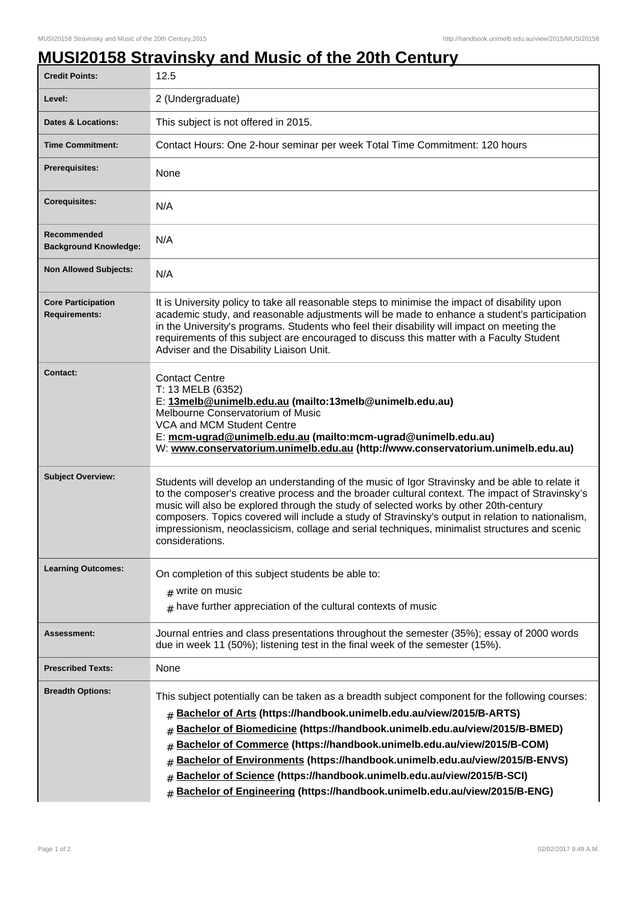# MUSI20158 Stravinsky and Music of the 20th Century

| | |
|---|---|
| **Credit Points:** | 12.5 |
| **Level:** | 2 (Undergraduate) |
| **Dates & Locations:** | This subject is not offered in 2015. |
| **Time Commitment:** | Contact Hours: One 2-hour seminar per week Total Time Commitment: 120 hours |
| **Prerequisites:** | None |
| **Corequisites:** | N/A |
| **Recommended Background Knowledge:** | N/A |
| **Non Allowed Subjects:** | N/A |
| **Core Participation Requirements:** | It is University policy to take all reasonable steps to minimise the impact of disability upon academic study, and reasonable adjustments will be made to enhance a student's participation in the University's programs. Students who feel their disability will impact on meeting the requirements of this subject are encouraged to discuss this matter with a Faculty Student Adviser and the Disability Liaison Unit. |
| **Contact:** | Contact Centre<br>T: 13 MELB (6352)<br>E: **13melb@unimelb.edu.au (mailto:13melb@unimelb.edu.au)**<br>Melbourne Conservatorium of Music<br>VCA and MCM Student Centre<br>E: **mcm-ugrad@unimelb.edu.au (mailto:mcm-ugrad@unimelb.edu.au)**<br>W: **www.conservatorium.unimelb.edu.au (http://www.conservatorium.unimelb.edu.au)** |
| **Subject Overview:** | Students will develop an understanding of the music of Igor Stravinsky and be able to relate it to the composer's creative process and the broader cultural context. The impact of Stravinsky's music will also be explored through the study of selected works by other 20th-century composers. Topics covered will include a study of Stravinsky's output in relation to nationalism, impressionism, neoclassicism, collage and serial techniques, minimalist structures and scenic considerations. |
| **Learning Outcomes:** | On completion of this subject students be able to:<br># write on music<br># have further appreciation of the cultural contexts of music |
| **Assessment:** | Journal entries and class presentations throughout the semester (35%); essay of 2000 words due in week 11 (50%); listening test in the final week of the semester (15%). |
| **Prescribed Texts:** | None |
| **Breadth Options:** | This subject potentially can be taken as a breadth subject component for the following courses:<br># **Bachelor of Arts (https://handbook.unimelb.edu.au/view/2015/B-ARTS)**<br># **Bachelor of Biomedicine (https://handbook.unimelb.edu.au/view/2015/B-BMED)**<br># **Bachelor of Commerce (https://handbook.unimelb.edu.au/view/2015/B-COM)**<br># **Bachelor of Environments (https://handbook.unimelb.edu.au/view/2015/B-ENVS)**<br># **Bachelor of Science (https://handbook.unimelb.edu.au/view/2015/B-SCI)**<br># **Bachelor of Engineering (https://handbook.unimelb.edu.au/view/2015/B-ENG)** |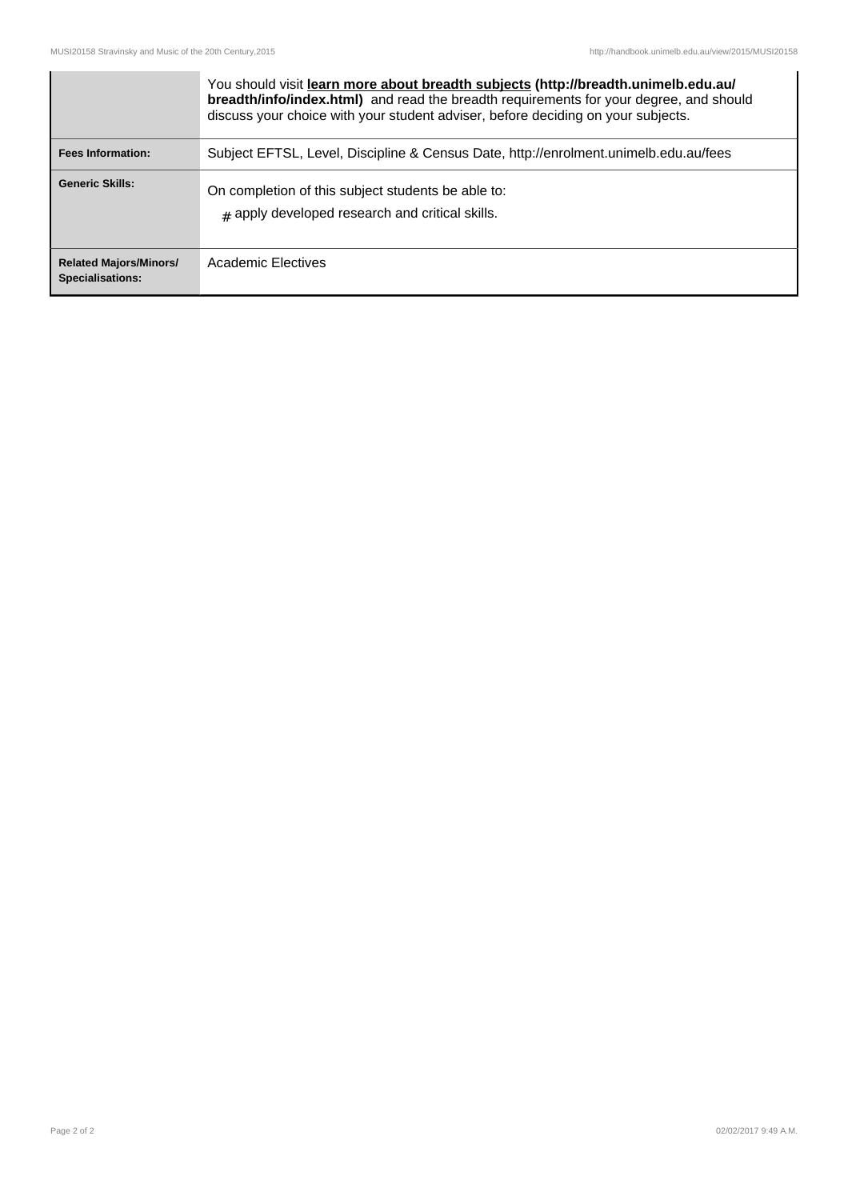| | |
|---|---|
| | You should visit **learn more about breadth subjects (http://breadth.unimelb.edu.au/breadth/info/index.html)** and read the breadth requirements for your degree, and should discuss your choice with your student adviser, before deciding on your subjects. |
| **Fees Information:** | Subject EFTSL, Level, Discipline & Census Date, http://enrolment.unimelb.edu.au/fees |
| **Generic Skills:** | On completion of this subject students be able to:<br># apply developed research and critical skills. |
| **Related Majors/Minors/ Specialisations:** | Academic Electives |